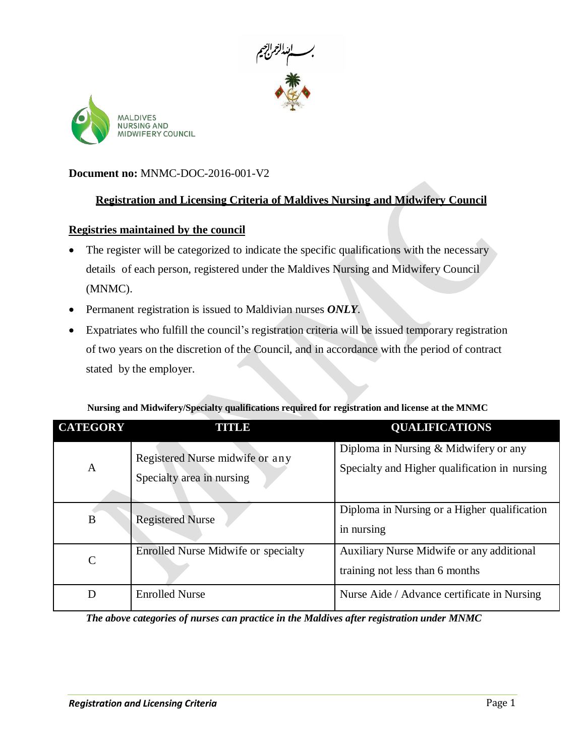بسم الله الرحمن الرحيم

MALDIVES NURSING AND MIDWIFERY COUNCIL

**Document no:** MNMC-DOC-2016-001-V2

## Registration and Licensing Criteria of Maldives Nursing and Midwifery Council

### Registries maintained by the council

- The register will be categorized to indicate the specific qualifications with the necessary details of each person, registered under the Maldives Nursing and Midwifery Council (MNMC).
- Permanent registration is issued to Maldivian nurses ***ONLY***.
- Expatriates who fulfill the council's registration criteria will be issued temporary registration of two years on the discretion of the Council, and in accordance with the period of contract stated by the employer.

**Nursing and Midwifery/Specialty qualifications required for registration and license at the MNMC**

| CATEGORY | TITLE | QUALIFICATIONS |
|---|---|---|
| A | Registered Nurse midwife or any Specialty area in nursing | Diploma in Nursing & Midwifery or any Specialty and Higher qualification in nursing |
| B | Registered Nurse | Diploma in Nursing or a Higher qualification in nursing |
| C | Enrolled Nurse Midwife or specialty | Auxiliary Nurse Midwife or any additional training not less than 6 months |
| D | Enrolled Nurse | Nurse Aide / Advance certificate in Nursing |

***The above categories of nurses can practice in the Maldives after registration under MNMC***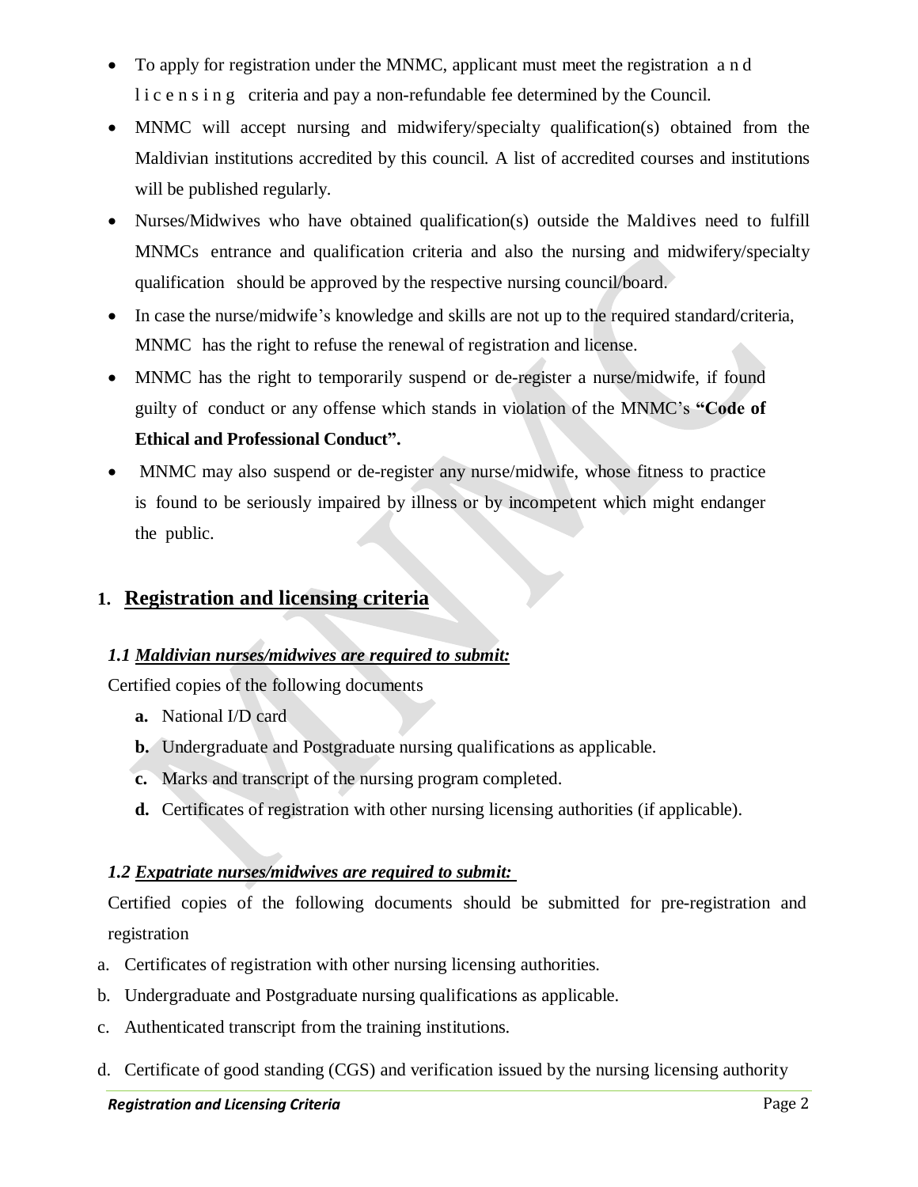- To apply for registration under the MNMC, applicant must meet the registration and licensing criteria and pay a non-refundable fee determined by the Council.
- MNMC will accept nursing and midwifery/specialty qualification(s) obtained from the Maldivian institutions accredited by this council. A list of accredited courses and institutions will be published regularly.
- Nurses/Midwives who have obtained qualification(s) outside the Maldives need to fulfill MNMCs entrance and qualification criteria and also the nursing and midwifery/specialty qualification should be approved by the respective nursing council/board.
- In case the nurse/midwife's knowledge and skills are not up to the required standard/criteria, MNMC has the right to refuse the renewal of registration and license.
- MNMC has the right to temporarily suspend or de-register a nurse/midwife, if found guilty of conduct or any offense which stands in violation of the MNMC's **"Code of Ethical and Professional Conduct".**
- MNMC may also suspend or de-register any nurse/midwife, whose fitness to practice is found to be seriously impaired by illness or by incompetent which might endanger the public.

## 1. Registration and licensing criteria

### *1.1 Maldivian nurses/midwives are required to submit:*

Certified copies of the following documents

- **a.** National I/D card
- **b.** Undergraduate and Postgraduate nursing qualifications as applicable.
- **c.** Marks and transcript of the nursing program completed.
- **d.** Certificates of registration with other nursing licensing authorities (if applicable).

### *1.2 Expatriate nurses/midwives are required to submit:*

Certified copies of the following documents should be submitted for pre-registration and registration

a. Certificates of registration with other nursing licensing authorities.
b. Undergraduate and Postgraduate nursing qualifications as applicable.
c. Authenticated transcript from the training institutions.
d. Certificate of good standing (CGS) and verification issued by the nursing licensing authority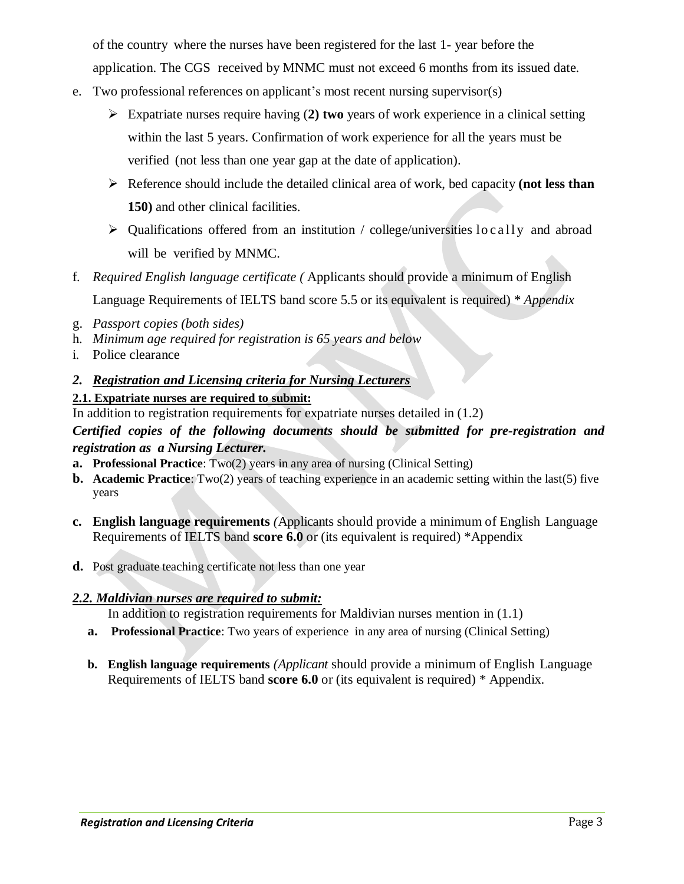of the country where the nurses have been registered for the last 1- year before the application. The CGS received by MNMC must not exceed 6 months from its issued date.

e. Two professional references on applicant's most recent nursing supervisor(s)
   - Expatriate nurses require having (**2) two** years of work experience in a clinical setting within the last 5 years. Confirmation of work experience for all the years must be verified (not less than one year gap at the date of application).
   - Reference should include the detailed clinical area of work, bed capacity **(not less than 150)** and other clinical facilities.
   - Qualifications offered from an institution / college/universities locally and abroad will be verified by MNMC.

f. *Required English language certificate (* Applicants should provide a minimum of English Language Requirements of IELTS band score 5.5 or its equivalent is required) * *Appendix*

g. *Passport copies (both sides)*

h. *Minimum age required for registration is 65 years and below*

i. Police clearance

## *2. Registration and Licensing criteria for Nursing Lecturers*

### **2.1. Expatriate nurses are required to submit:**

In addition to registration requirements for expatriate nurses detailed in (1.2)

***Certified copies of the following documents should be submitted for pre-registration and registration as a Nursing Lecturer.***

**a. Professional Practice**: Two(2) years in any area of nursing (Clinical Setting)

**b. Academic Practice**: Two(2) years of teaching experience in an academic setting within the last(5) five years

**c. English language requirements** *(*Applicants should provide a minimum of English Language Requirements of IELTS band **score 6.0** or (its equivalent is required) *Appendix

**d.** Post graduate teaching certificate not less than one year

### *2.2. Maldivian nurses are required to submit:*

In addition to registration requirements for Maldivian nurses mention in (1.1)

**a. Professional Practice**: Two years of experience in any area of nursing (Clinical Setting)

**b. English language requirements** *(Applicant* should provide a minimum of English Language Requirements of IELTS band **score 6.0** or (its equivalent is required) * Appendix.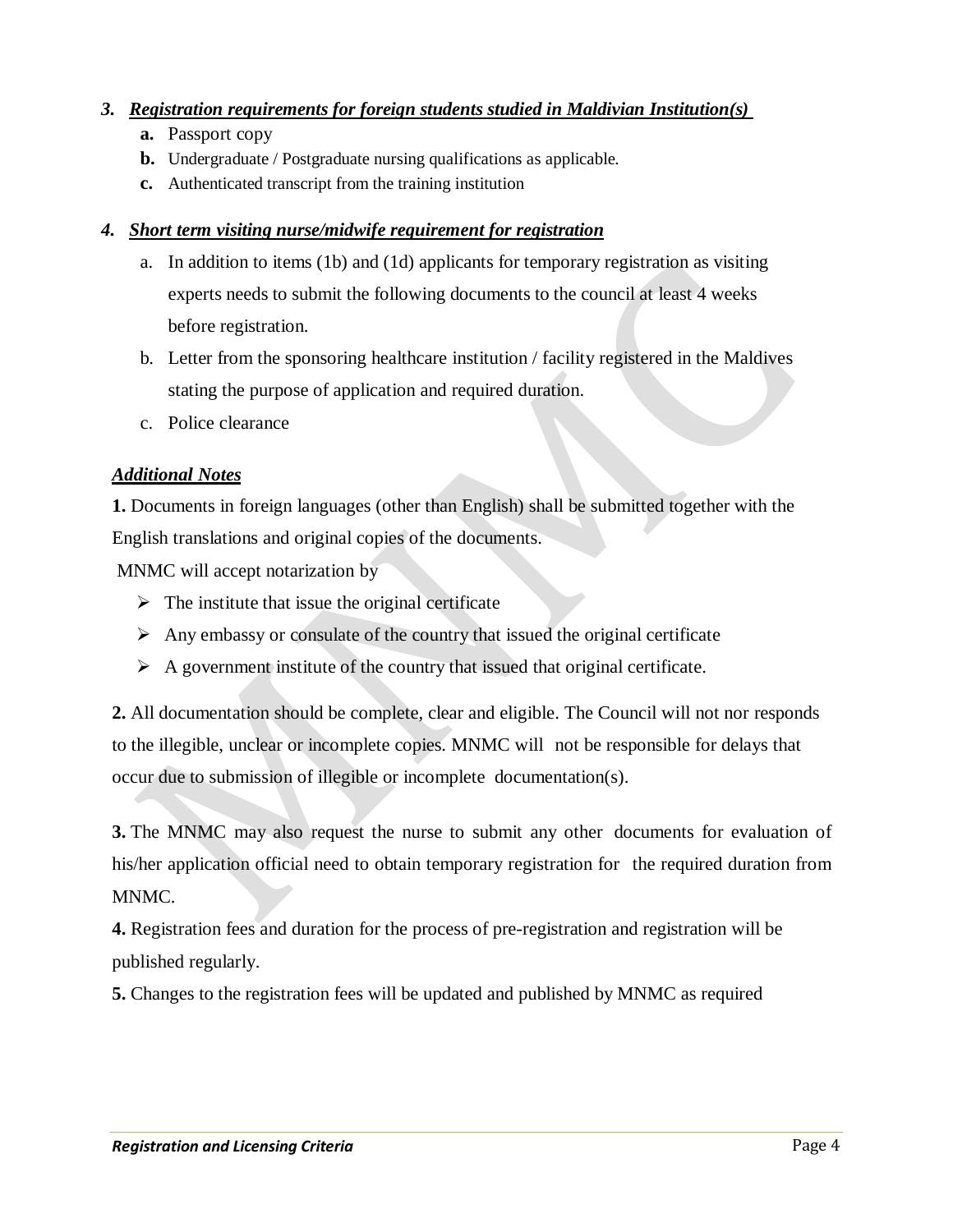3. ***Registration requirements for foreign students studied in Maldivian Institution(s)***
    - **a.** Passport copy
    - **b.** Undergraduate / Postgraduate nursing qualifications as applicable.
    - **c.** Authenticated transcript from the training institution

4. ***Short term visiting nurse/midwife requirement for registration***
    - a. In addition to items (1b) and (1d) applicants for temporary registration as visiting experts needs to submit the following documents to the council at least 4 weeks before registration.
    - b. Letter from the sponsoring healthcare institution / facility registered in the Maldives stating the purpose of application and required duration.
    - c. Police clearance

***Additional Notes***

**1.** Documents in foreign languages (other than English) shall be submitted together with the English translations and original copies of the documents.

MNMC will accept notarization by

- The institute that issue the original certificate
- Any embassy or consulate of the country that issued the original certificate
- A government institute of the country that issued that original certificate.

**2.** All documentation should be complete, clear and eligible. The Council will not nor responds to the illegible, unclear or incomplete copies. MNMC will not be responsible for delays that occur due to submission of illegible or incomplete documentation(s).

**3.** The MNMC may also request the nurse to submit any other documents for evaluation of his/her application official need to obtain temporary registration for the required duration from MNMC.

**4.** Registration fees and duration for the process of pre-registration and registration will be published regularly.

**5.** Changes to the registration fees will be updated and published by MNMC as required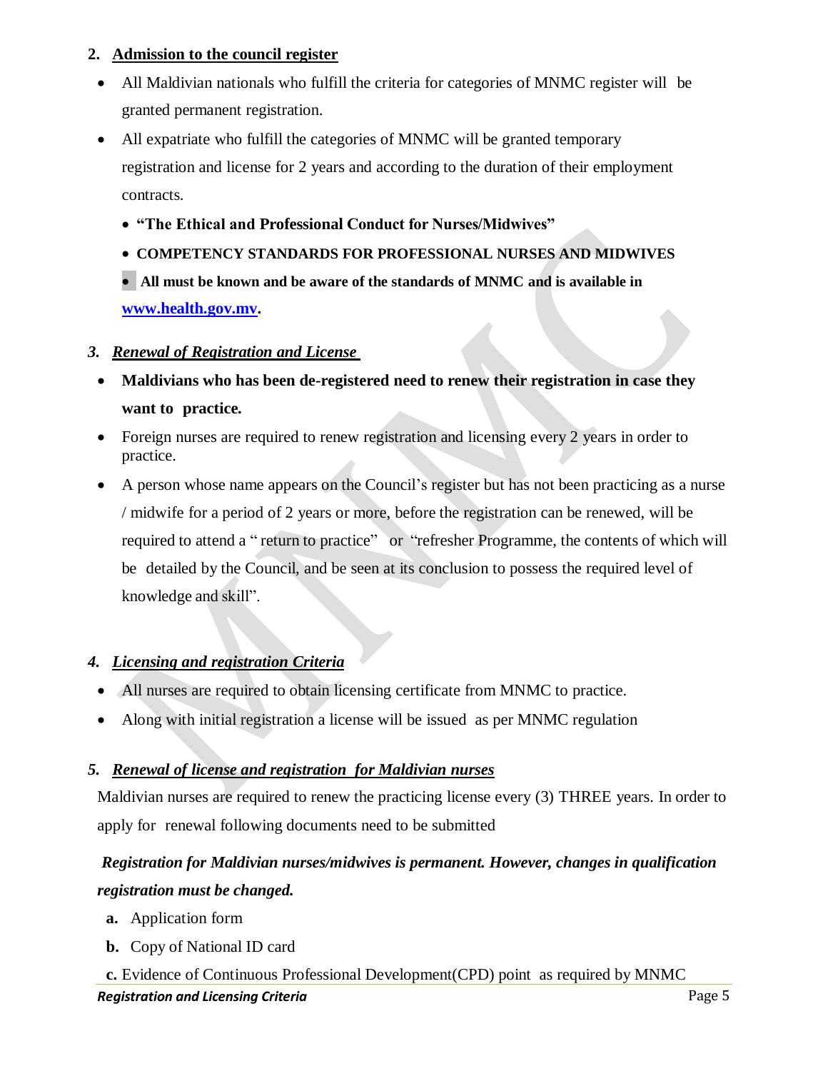## 2. Admission to the council register

- All Maldivian nationals who fulfill the criteria for categories of MNMC register will be granted permanent registration.
- All expatriate who fulfill the categories of MNMC will be granted temporary registration and license for 2 years and according to the duration of their employment contracts.
  - **"The Ethical and Professional Conduct for Nurses/Midwives"**
  - **COMPETENCY STANDARDS FOR PROFESSIONAL NURSES AND MIDWIVES**
  - **All must be known and be aware of the standards of MNMC and is available in [www.health.gov.mv](http://www.health.gov.mv).**

## 3. *Renewal of Registration and License*

- **Maldivians who has been de-registered need to renew their registration in case they want to practice.**
- Foreign nurses are required to renew registration and licensing every 2 years in order to practice.
- A person whose name appears on the Council's register but has not been practicing as a nurse / midwife for a period of 2 years or more, before the registration can be renewed, will be required to attend a " return to practice" or "refresher Programme, the contents of which will be detailed by the Council, and be seen at its conclusion to possess the required level of knowledge and skill".

## 4. *Licensing and registration Criteria*

- All nurses are required to obtain licensing certificate from MNMC to practice.
- Along with initial registration a license will be issued as per MNMC regulation

## 5. *Renewal of license and registration for Maldivian nurses*

Maldivian nurses are required to renew the practicing license every (3) THREE years. In order to apply for renewal following documents need to be submitted

***Registration for Maldivian nurses/midwives is permanent. However, changes in qualification registration must be changed.***

**a.** Application form

**b.** Copy of National ID card

**c.** Evidence of Continuous Professional Development(CPD) point as required by MNMC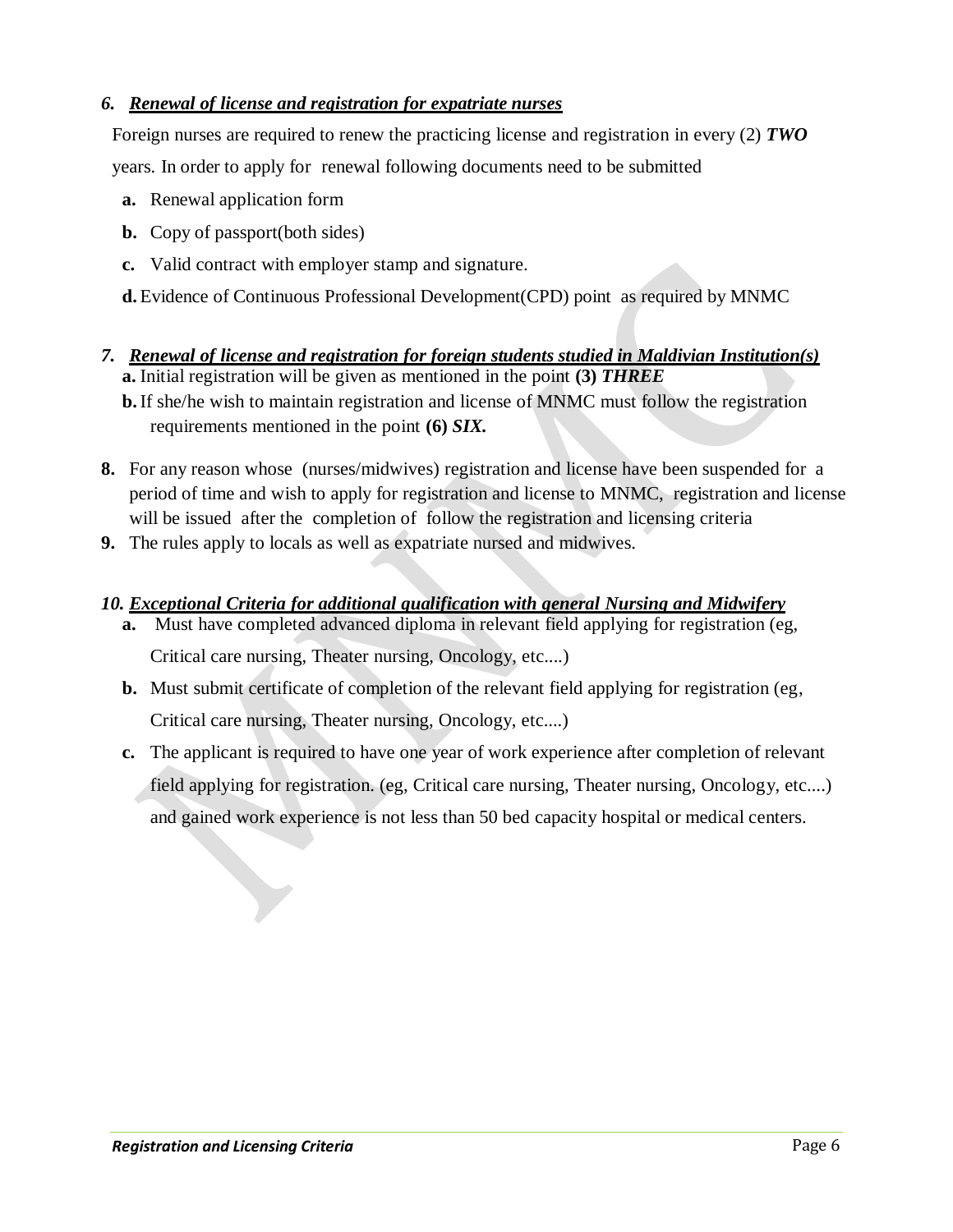### *6. Renewal of license and registration for expatriate nurses*

Foreign nurses are required to renew the practicing license and registration in every (2) ***TWO*** years. In order to apply for renewal following documents need to be submitted

- **a.** Renewal application form
- **b.** Copy of passport(both sides)
- **c.** Valid contract with employer stamp and signature.
- **d.** Evidence of Continuous Professional Development(CPD) point as required by MNMC

### *7. Renewal of license and registration for foreign students studied in Maldivian Institution(s)*

- **a.** Initial registration will be given as mentioned in the point **(3)** ***THREE***
- **b.** If she/he wish to maintain registration and license of MNMC must follow the registration requirements mentioned in the point **(6)** ***SIX.***

**8.** For any reason whose (nurses/midwives) registration and license have been suspended for a period of time and wish to apply for registration and license to MNMC, registration and license will be issued after the completion of follow the registration and licensing criteria

**9.** The rules apply to locals as well as expatriate nursed and midwives.

### *10. Exceptional Criteria for additional qualification with general Nursing and Midwifery*

- **a.** Must have completed advanced diploma in relevant field applying for registration (eg, Critical care nursing, Theater nursing, Oncology, etc....)
- **b.** Must submit certificate of completion of the relevant field applying for registration (eg, Critical care nursing, Theater nursing, Oncology, etc....)
- **c.** The applicant is required to have one year of work experience after completion of relevant field applying for registration. (eg, Critical care nursing, Theater nursing, Oncology, etc....) and gained work experience is not less than 50 bed capacity hospital or medical centers.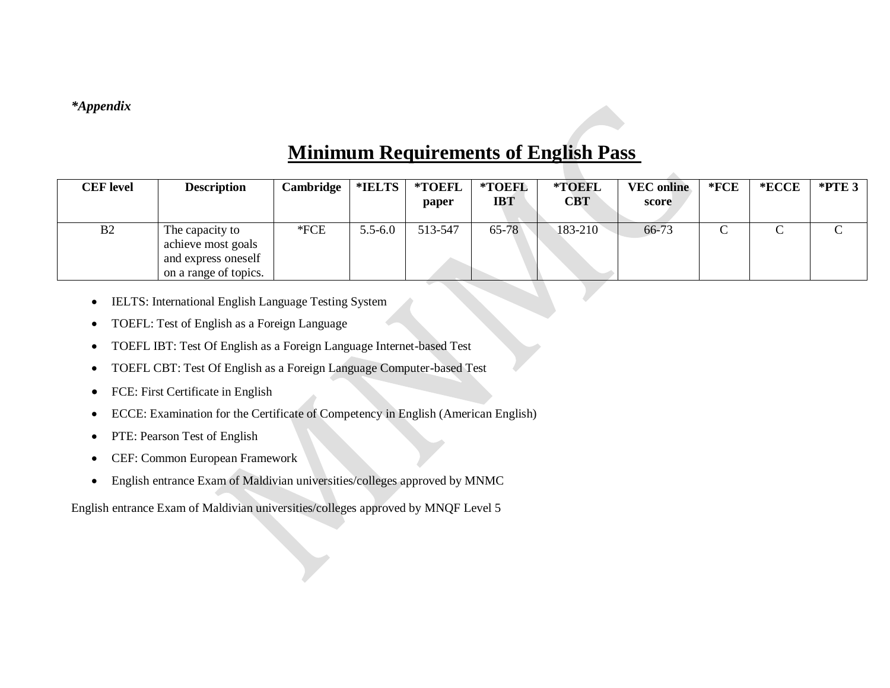***Appendix**

# Minimum Requirements of English Pass

| CEF level | Description | Cambridge | *IELTS | *TOEFL paper | *TOEFL IBT | *TOEFL CBT | VEC online score | *FCE | *ECCE | *PTE 3 |
|---|---|---|---|---|---|---|---|---|---|---|
| B2 | The capacity to achieve most goals and express oneself on a range of topics. | *FCE | 5.5-6.0 | 513-547 | 65-78 | 183-210 | 66-73 | C | C | C |

- IELTS: International English Language Testing System
- TOEFL: Test of English as a Foreign Language
- TOEFL IBT: Test Of English as a Foreign Language Internet-based Test
- TOEFL CBT: Test Of English as a Foreign Language Computer-based Test
- FCE: First Certificate in English
- ECCE: Examination for the Certificate of Competency in English (American English)
- PTE: Pearson Test of English
- CEF: Common European Framework
- English entrance Exam of Maldivian universities/colleges approved by MNMC

English entrance Exam of Maldivian universities/colleges approved by MNQF Level 5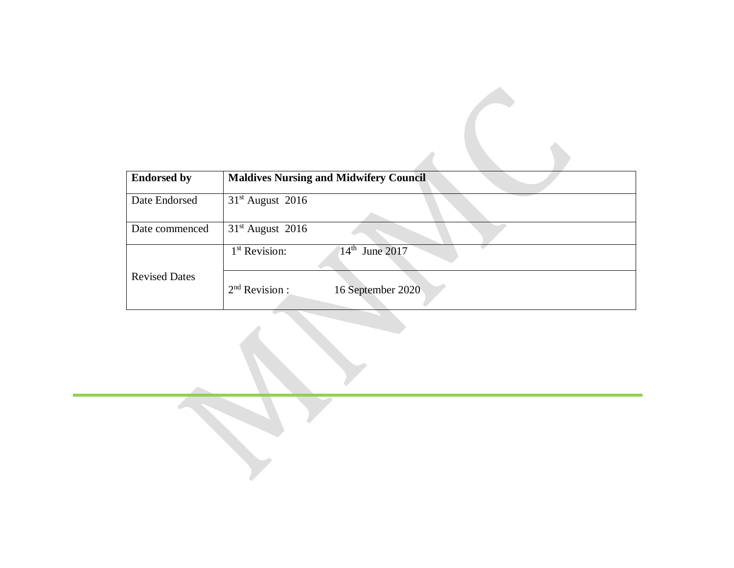| | |
|---|---|
| **Endorsed by** | **Maldives Nursing and Midwifery Council** |
| Date Endorsed | 31st August 2016 |
| Date commenced | 31st August 2016 |
| Revised Dates | 1st Revision: 14th June 2017 |
| | 2nd Revision : 16 September 2020 |